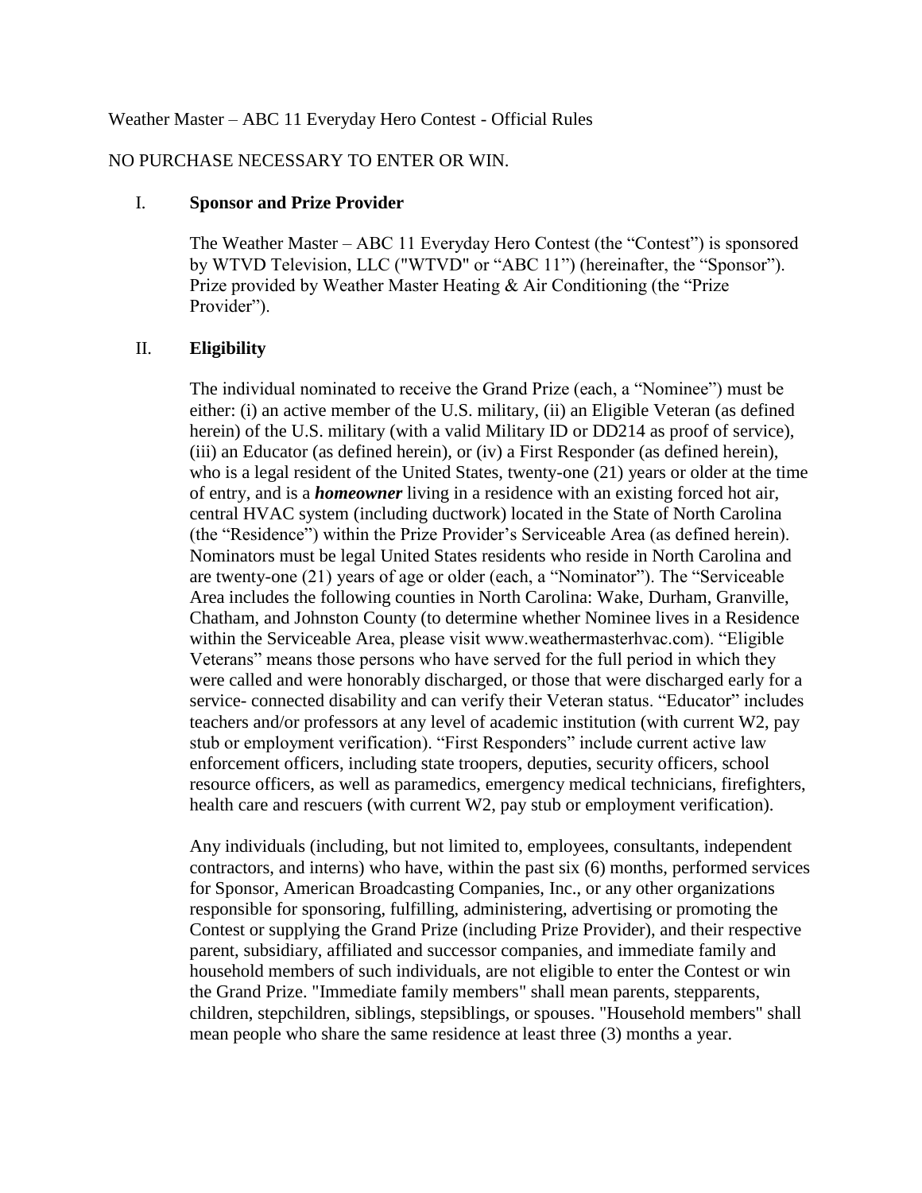Weather Master – ABC 11 Everyday Hero Contest - Official Rules

NO PURCHASE NECESSARY TO ENTER OR WIN.

## I. Sponsor and Prize Provider

The Weather Master – ABC 11 Everyday Hero Contest (the "Contest") is sponsored by WTVD Television, LLC ("WTVD" or "ABC 11") (hereinafter, the "Sponsor"). Prize provided by Weather Master Heating & Air Conditioning (the "Prize Provider").

## II. Eligibility

The individual nominated to receive the Grand Prize (each, a "Nominee") must be either: (i) an active member of the U.S. military, (ii) an Eligible Veteran (as defined herein) of the U.S. military (with a valid Military ID or DD214 as proof of service), (iii) an Educator (as defined herein), or (iv) a First Responder (as defined herein), who is a legal resident of the United States, twenty-one (21) years or older at the time of entry, and is a ***homeowner*** living in a residence with an existing forced hot air, central HVAC system (including ductwork) located in the State of North Carolina (the "Residence") within the Prize Provider's Serviceable Area (as defined herein). Nominators must be legal United States residents who reside in North Carolina and are twenty-one (21) years of age or older (each, a "Nominator"). The "Serviceable Area includes the following counties in North Carolina: Wake, Durham, Granville, Chatham, and Johnston County (to determine whether Nominee lives in a Residence within the Serviceable Area, please visit www.weathermasterhvac.com). "Eligible Veterans" means those persons who have served for the full period in which they were called and were honorably discharged, or those that were discharged early for a service- connected disability and can verify their Veteran status. "Educator" includes teachers and/or professors at any level of academic institution (with current W2, pay stub or employment verification). "First Responders" include current active law enforcement officers, including state troopers, deputies, security officers, school resource officers, as well as paramedics, emergency medical technicians, firefighters, health care and rescuers (with current W2, pay stub or employment verification).

Any individuals (including, but not limited to, employees, consultants, independent contractors, and interns) who have, within the past six (6) months, performed services for Sponsor, American Broadcasting Companies, Inc., or any other organizations responsible for sponsoring, fulfilling, administering, advertising or promoting the Contest or supplying the Grand Prize (including Prize Provider), and their respective parent, subsidiary, affiliated and successor companies, and immediate family and household members of such individuals, are not eligible to enter the Contest or win the Grand Prize. "Immediate family members" shall mean parents, stepparents, children, stepchildren, siblings, stepsiblings, or spouses. "Household members" shall mean people who share the same residence at least three (3) months a year.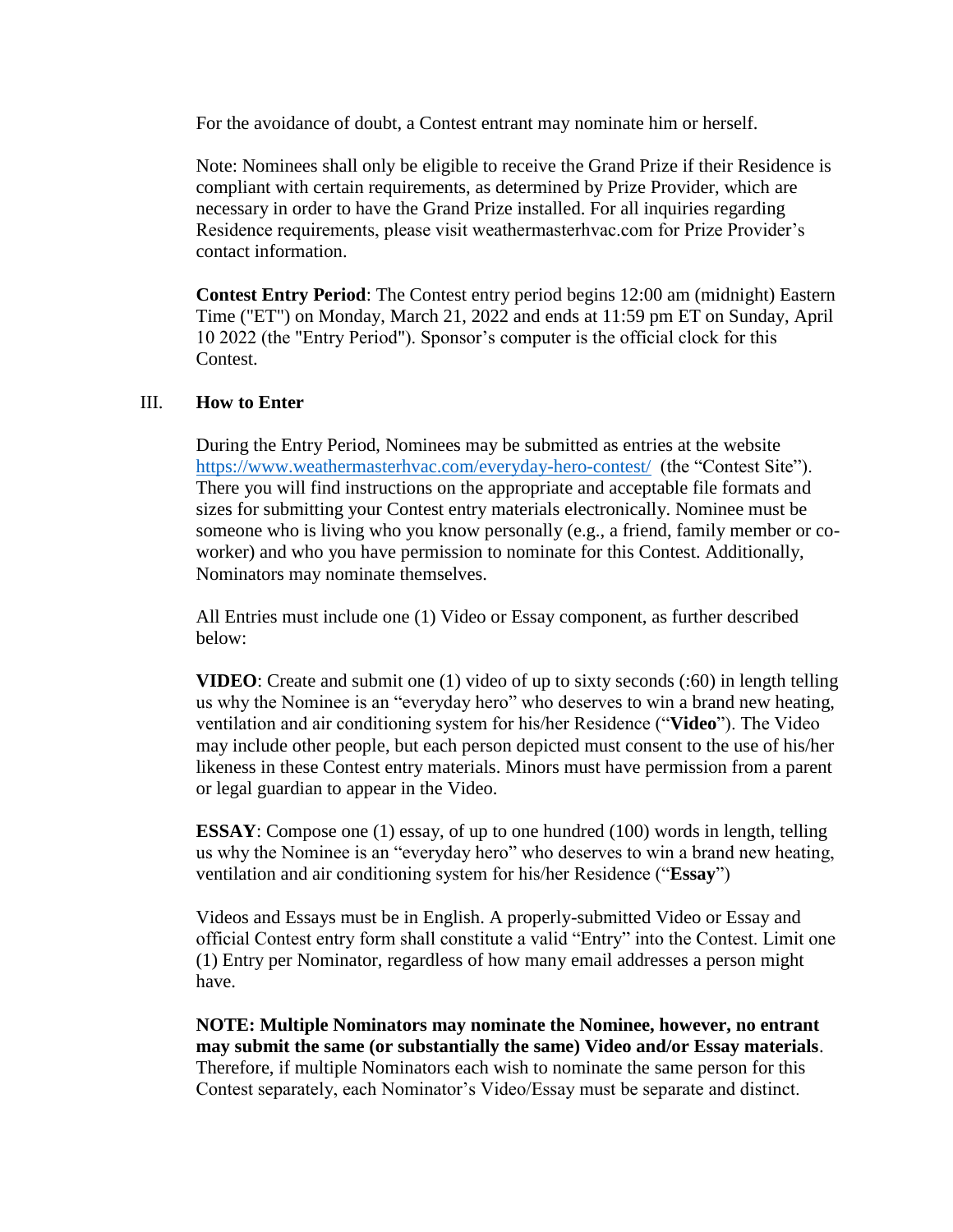For the avoidance of doubt, a Contest entrant may nominate him or herself.

Note: Nominees shall only be eligible to receive the Grand Prize if their Residence is compliant with certain requirements, as determined by Prize Provider, which are necessary in order to have the Grand Prize installed. For all inquiries regarding Residence requirements, please visit weathermasterhvac.com for Prize Provider's contact information.

**Contest Entry Period**: The Contest entry period begins 12:00 am (midnight) Eastern Time ("ET") on Monday, March 21, 2022 and ends at 11:59 pm ET on Sunday, April 10 2022 (the "Entry Period"). Sponsor's computer is the official clock for this Contest.

## III. How to Enter

During the Entry Period, Nominees may be submitted as entries at the website https://www.weathermasterhvac.com/everyday-hero-contest/ (the "Contest Site"). There you will find instructions on the appropriate and acceptable file formats and sizes for submitting your Contest entry materials electronically. Nominee must be someone who is living who you know personally (e.g., a friend, family member or co-worker) and who you have permission to nominate for this Contest. Additionally, Nominators may nominate themselves.

All Entries must include one (1) Video or Essay component, as further described below:

**VIDEO**: Create and submit one (1) video of up to sixty seconds (:60) in length telling us why the Nominee is an "everyday hero" who deserves to win a brand new heating, ventilation and air conditioning system for his/her Residence ("**Video**"). The Video may include other people, but each person depicted must consent to the use of his/her likeness in these Contest entry materials. Minors must have permission from a parent or legal guardian to appear in the Video.

**ESSAY**: Compose one (1) essay, of up to one hundred (100) words in length, telling us why the Nominee is an "everyday hero" who deserves to win a brand new heating, ventilation and air conditioning system for his/her Residence ("**Essay**")

Videos and Essays must be in English. A properly-submitted Video or Essay and official Contest entry form shall constitute a valid "Entry" into the Contest. Limit one (1) Entry per Nominator, regardless of how many email addresses a person might have.

**NOTE: Multiple Nominators may nominate the Nominee, however, no entrant may submit the same (or substantially the same) Video and/or Essay materials**. Therefore, if multiple Nominators each wish to nominate the same person for this Contest separately, each Nominator's Video/Essay must be separate and distinct.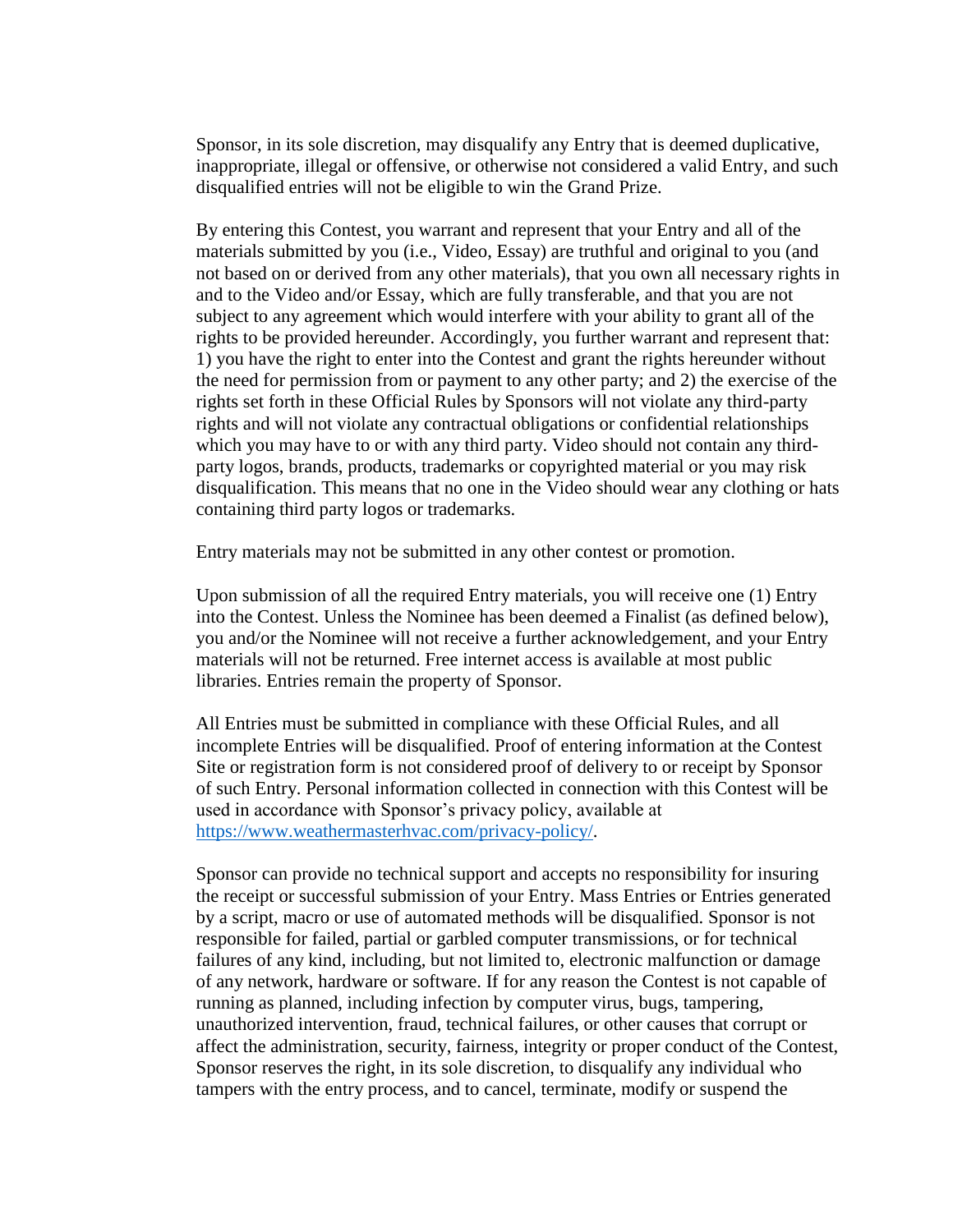Sponsor, in its sole discretion, may disqualify any Entry that is deemed duplicative, inappropriate, illegal or offensive, or otherwise not considered a valid Entry, and such disqualified entries will not be eligible to win the Grand Prize.

By entering this Contest, you warrant and represent that your Entry and all of the materials submitted by you (i.e., Video, Essay) are truthful and original to you (and not based on or derived from any other materials), that you own all necessary rights in and to the Video and/or Essay, which are fully transferable, and that you are not subject to any agreement which would interfere with your ability to grant all of the rights to be provided hereunder. Accordingly, you further warrant and represent that: 1) you have the right to enter into the Contest and grant the rights hereunder without the need for permission from or payment to any other party; and 2) the exercise of the rights set forth in these Official Rules by Sponsors will not violate any third-party rights and will not violate any contractual obligations or confidential relationships which you may have to or with any third party. Video should not contain any third-party logos, brands, products, trademarks or copyrighted material or you may risk disqualification. This means that no one in the Video should wear any clothing or hats containing third party logos or trademarks.

Entry materials may not be submitted in any other contest or promotion.

Upon submission of all the required Entry materials, you will receive one (1) Entry into the Contest. Unless the Nominee has been deemed a Finalist (as defined below), you and/or the Nominee will not receive a further acknowledgement, and your Entry materials will not be returned. Free internet access is available at most public libraries. Entries remain the property of Sponsor.

All Entries must be submitted in compliance with these Official Rules, and all incomplete Entries will be disqualified. Proof of entering information at the Contest Site or registration form is not considered proof of delivery to or receipt by Sponsor of such Entry. Personal information collected in connection with this Contest will be used in accordance with Sponsor's privacy policy, available at [https://www.weathermasterhvac.com/privacy-policy/](https://www.weathermasterhvac.com/privacy-policy/).

Sponsor can provide no technical support and accepts no responsibility for insuring the receipt or successful submission of your Entry. Mass Entries or Entries generated by a script, macro or use of automated methods will be disqualified. Sponsor is not responsible for failed, partial or garbled computer transmissions, or for technical failures of any kind, including, but not limited to, electronic malfunction or damage of any network, hardware or software. If for any reason the Contest is not capable of running as planned, including infection by computer virus, bugs, tampering, unauthorized intervention, fraud, technical failures, or other causes that corrupt or affect the administration, security, fairness, integrity or proper conduct of the Contest, Sponsor reserves the right, in its sole discretion, to disqualify any individual who tampers with the entry process, and to cancel, terminate, modify or suspend the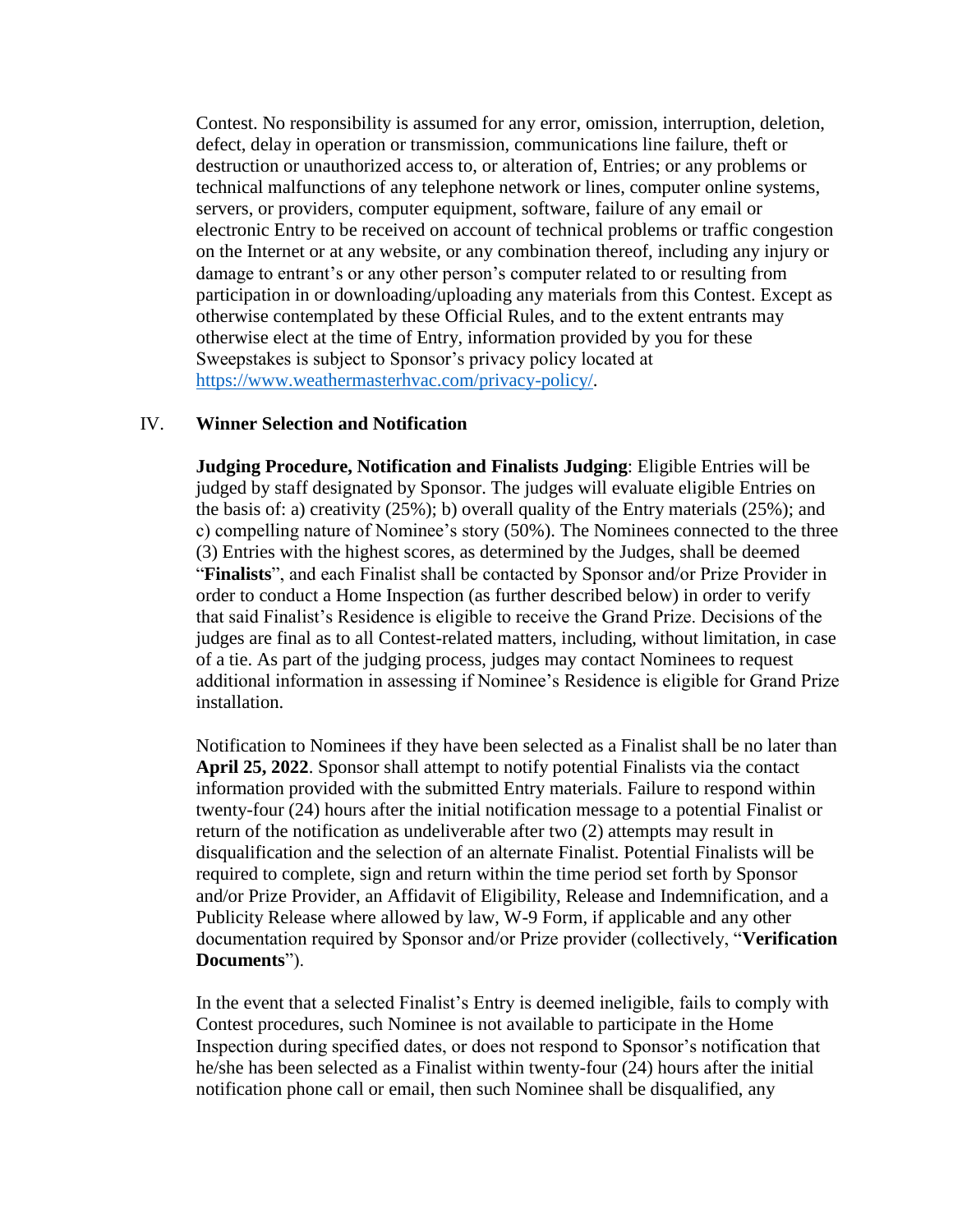Contest. No responsibility is assumed for any error, omission, interruption, deletion, defect, delay in operation or transmission, communications line failure, theft or destruction or unauthorized access to, or alteration of, Entries; or any problems or technical malfunctions of any telephone network or lines, computer online systems, servers, or providers, computer equipment, software, failure of any email or electronic Entry to be received on account of technical problems or traffic congestion on the Internet or at any website, or any combination thereof, including any injury or damage to entrant's or any other person's computer related to or resulting from participation in or downloading/uploading any materials from this Contest. Except as otherwise contemplated by these Official Rules, and to the extent entrants may otherwise elect at the time of Entry, information provided by you for these Sweepstakes is subject to Sponsor's privacy policy located at [https://www.weathermasterhvac.com/privacy-policy/](https://www.weathermasterhvac.com/privacy-policy/).

## IV. Winner Selection and Notification

**Judging Procedure, Notification and Finalists Judging**: Eligible Entries will be judged by staff designated by Sponsor. The judges will evaluate eligible Entries on the basis of: a) creativity (25%); b) overall quality of the Entry materials (25%); and c) compelling nature of Nominee's story (50%). The Nominees connected to the three (3) Entries with the highest scores, as determined by the Judges, shall be deemed "**Finalists**", and each Finalist shall be contacted by Sponsor and/or Prize Provider in order to conduct a Home Inspection (as further described below) in order to verify that said Finalist's Residence is eligible to receive the Grand Prize. Decisions of the judges are final as to all Contest-related matters, including, without limitation, in case of a tie. As part of the judging process, judges may contact Nominees to request additional information in assessing if Nominee's Residence is eligible for Grand Prize installation.

Notification to Nominees if they have been selected as a Finalist shall be no later than **April 25, 2022**. Sponsor shall attempt to notify potential Finalists via the contact information provided with the submitted Entry materials. Failure to respond within twenty-four (24) hours after the initial notification message to a potential Finalist or return of the notification as undeliverable after two (2) attempts may result in disqualification and the selection of an alternate Finalist. Potential Finalists will be required to complete, sign and return within the time period set forth by Sponsor and/or Prize Provider, an Affidavit of Eligibility, Release and Indemnification, and a Publicity Release where allowed by law, W-9 Form, if applicable and any other documentation required by Sponsor and/or Prize provider (collectively, "**Verification Documents**").

In the event that a selected Finalist's Entry is deemed ineligible, fails to comply with Contest procedures, such Nominee is not available to participate in the Home Inspection during specified dates, or does not respond to Sponsor's notification that he/she has been selected as a Finalist within twenty-four (24) hours after the initial notification phone call or email, then such Nominee shall be disqualified, any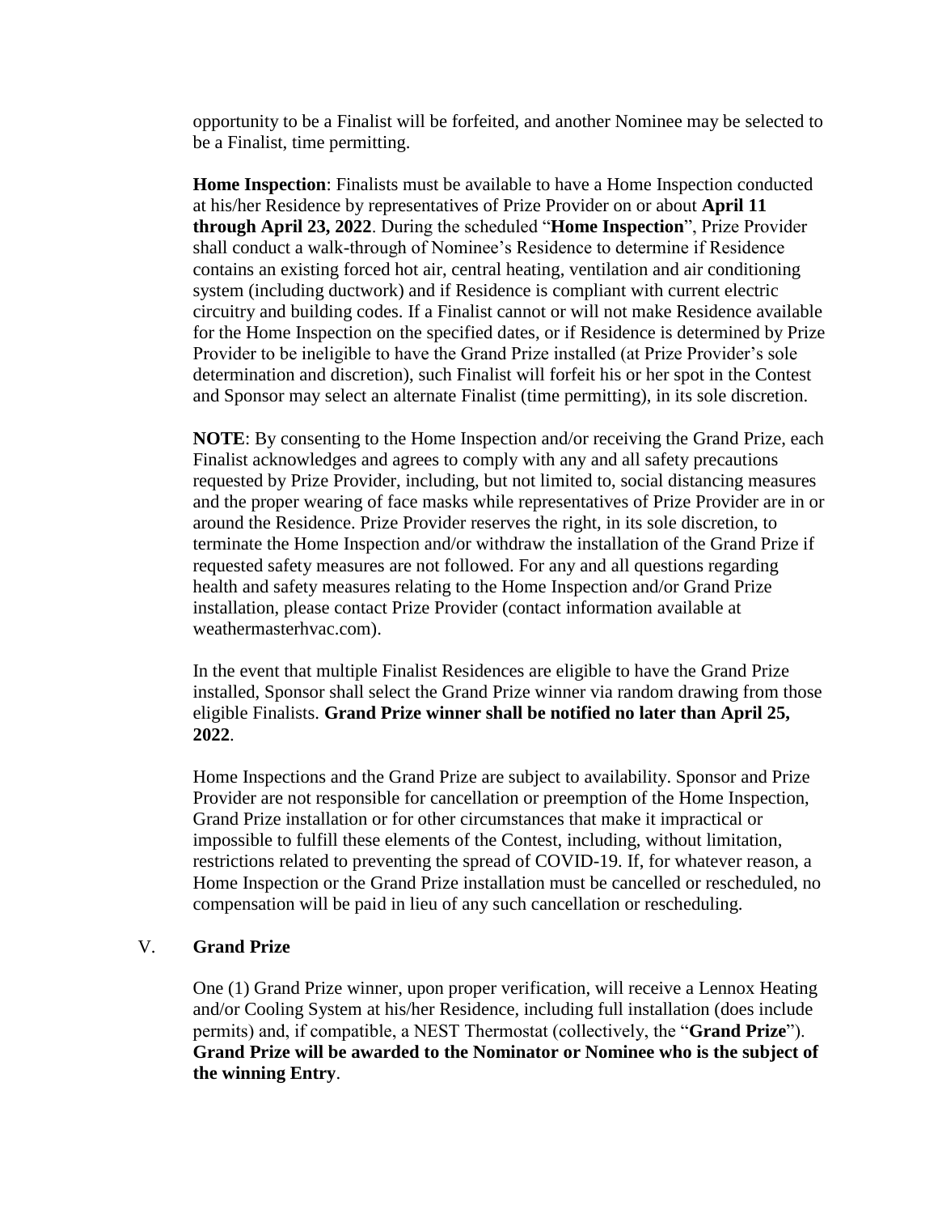opportunity to be a Finalist will be forfeited, and another Nominee may be selected to be a Finalist, time permitting.

**Home Inspection**: Finalists must be available to have a Home Inspection conducted at his/her Residence by representatives of Prize Provider on or about **April 11 through April 23, 2022**. During the scheduled "**Home Inspection**", Prize Provider shall conduct a walk-through of Nominee's Residence to determine if Residence contains an existing forced hot air, central heating, ventilation and air conditioning system (including ductwork) and if Residence is compliant with current electric circuitry and building codes. If a Finalist cannot or will not make Residence available for the Home Inspection on the specified dates, or if Residence is determined by Prize Provider to be ineligible to have the Grand Prize installed (at Prize Provider's sole determination and discretion), such Finalist will forfeit his or her spot in the Contest and Sponsor may select an alternate Finalist (time permitting), in its sole discretion.

**NOTE**: By consenting to the Home Inspection and/or receiving the Grand Prize, each Finalist acknowledges and agrees to comply with any and all safety precautions requested by Prize Provider, including, but not limited to, social distancing measures and the proper wearing of face masks while representatives of Prize Provider are in or around the Residence. Prize Provider reserves the right, in its sole discretion, to terminate the Home Inspection and/or withdraw the installation of the Grand Prize if requested safety measures are not followed. For any and all questions regarding health and safety measures relating to the Home Inspection and/or Grand Prize installation, please contact Prize Provider (contact information available at weathermasterhvac.com).

In the event that multiple Finalist Residences are eligible to have the Grand Prize installed, Sponsor shall select the Grand Prize winner via random drawing from those eligible Finalists. **Grand Prize winner shall be notified no later than April 25, 2022**.

Home Inspections and the Grand Prize are subject to availability. Sponsor and Prize Provider are not responsible for cancellation or preemption of the Home Inspection, Grand Prize installation or for other circumstances that make it impractical or impossible to fulfill these elements of the Contest, including, without limitation, restrictions related to preventing the spread of COVID-19. If, for whatever reason, a Home Inspection or the Grand Prize installation must be cancelled or rescheduled, no compensation will be paid in lieu of any such cancellation or rescheduling.

## V. Grand Prize

One (1) Grand Prize winner, upon proper verification, will receive a Lennox Heating and/or Cooling System at his/her Residence, including full installation (does include permits) and, if compatible, a NEST Thermostat (collectively, the "**Grand Prize**"). **Grand Prize will be awarded to the Nominator or Nominee who is the subject of the winning Entry**.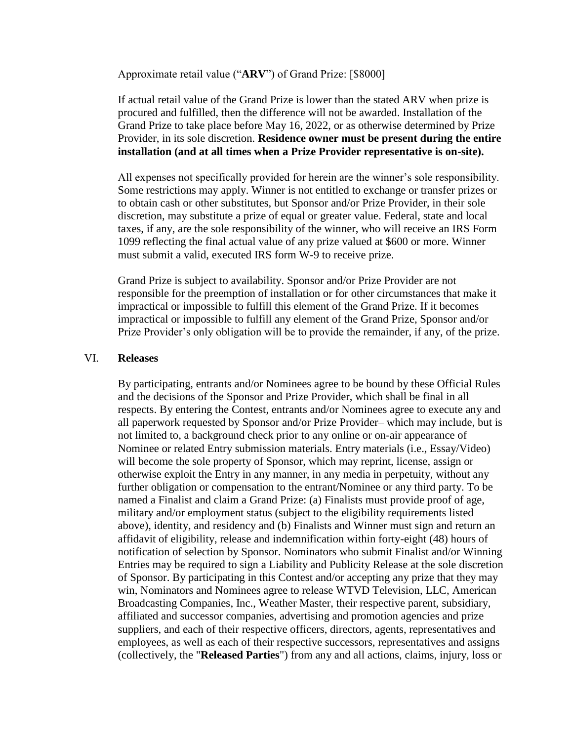Approximate retail value ("**ARV**") of Grand Prize: [$8000]

If actual retail value of the Grand Prize is lower than the stated ARV when prize is procured and fulfilled, then the difference will not be awarded. Installation of the Grand Prize to take place before May 16, 2022, or as otherwise determined by Prize Provider, in its sole discretion. **Residence owner must be present during the entire installation (and at all times when a Prize Provider representative is on-site).**

All expenses not specifically provided for herein are the winner's sole responsibility. Some restrictions may apply. Winner is not entitled to exchange or transfer prizes or to obtain cash or other substitutes, but Sponsor and/or Prize Provider, in their sole discretion, may substitute a prize of equal or greater value. Federal, state and local taxes, if any, are the sole responsibility of the winner, who will receive an IRS Form 1099 reflecting the final actual value of any prize valued at $600 or more. Winner must submit a valid, executed IRS form W-9 to receive prize.

Grand Prize is subject to availability. Sponsor and/or Prize Provider are not responsible for the preemption of installation or for other circumstances that make it impractical or impossible to fulfill this element of the Grand Prize. If it becomes impractical or impossible to fulfill any element of the Grand Prize, Sponsor and/or Prize Provider's only obligation will be to provide the remainder, if any, of the prize.

## VI. Releases

By participating, entrants and/or Nominees agree to be bound by these Official Rules and the decisions of the Sponsor and Prize Provider, which shall be final in all respects. By entering the Contest, entrants and/or Nominees agree to execute any and all paperwork requested by Sponsor and/or Prize Provider– which may include, but is not limited to, a background check prior to any online or on-air appearance of Nominee or related Entry submission materials. Entry materials (i.e., Essay/Video) will become the sole property of Sponsor, which may reprint, license, assign or otherwise exploit the Entry in any manner, in any media in perpetuity, without any further obligation or compensation to the entrant/Nominee or any third party. To be named a Finalist and claim a Grand Prize: (a) Finalists must provide proof of age, military and/or employment status (subject to the eligibility requirements listed above), identity, and residency and (b) Finalists and Winner must sign and return an affidavit of eligibility, release and indemnification within forty-eight (48) hours of notification of selection by Sponsor. Nominators who submit Finalist and/or Winning Entries may be required to sign a Liability and Publicity Release at the sole discretion of Sponsor. By participating in this Contest and/or accepting any prize that they may win, Nominators and Nominees agree to release WTVD Television, LLC, American Broadcasting Companies, Inc., Weather Master, their respective parent, subsidiary, affiliated and successor companies, advertising and promotion agencies and prize suppliers, and each of their respective officers, directors, agents, representatives and employees, as well as each of their respective successors, representatives and assigns (collectively, the "**Released Parties**") from any and all actions, claims, injury, loss or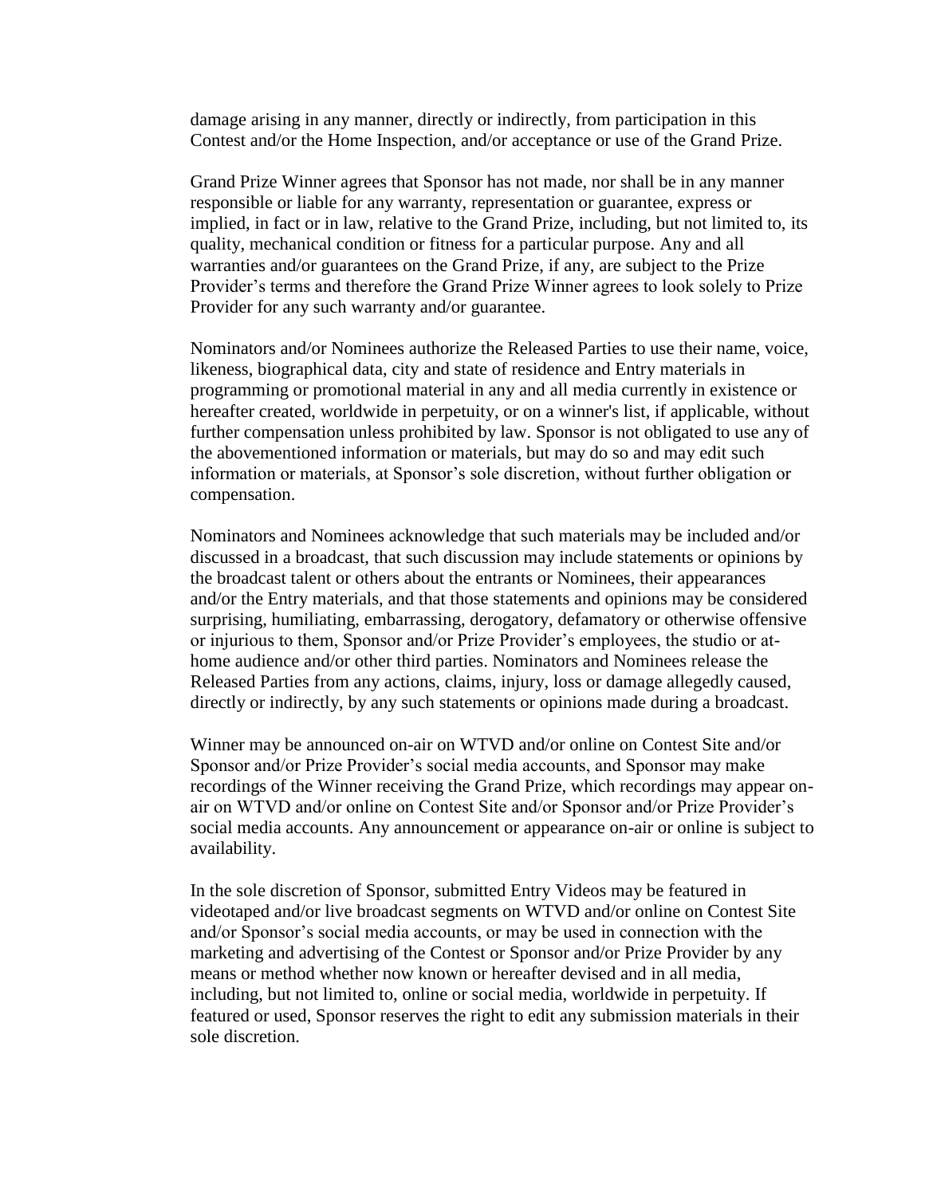damage arising in any manner, directly or indirectly, from participation in this Contest and/or the Home Inspection, and/or acceptance or use of the Grand Prize.

Grand Prize Winner agrees that Sponsor has not made, nor shall be in any manner responsible or liable for any warranty, representation or guarantee, express or implied, in fact or in law, relative to the Grand Prize, including, but not limited to, its quality, mechanical condition or fitness for a particular purpose. Any and all warranties and/or guarantees on the Grand Prize, if any, are subject to the Prize Provider's terms and therefore the Grand Prize Winner agrees to look solely to Prize Provider for any such warranty and/or guarantee.

Nominators and/or Nominees authorize the Released Parties to use their name, voice, likeness, biographical data, city and state of residence and Entry materials in programming or promotional material in any and all media currently in existence or hereafter created, worldwide in perpetuity, or on a winner's list, if applicable, without further compensation unless prohibited by law. Sponsor is not obligated to use any of the abovementioned information or materials, but may do so and may edit such information or materials, at Sponsor's sole discretion, without further obligation or compensation.

Nominators and Nominees acknowledge that such materials may be included and/or discussed in a broadcast, that such discussion may include statements or opinions by the broadcast talent or others about the entrants or Nominees, their appearances and/or the Entry materials, and that those statements and opinions may be considered surprising, humiliating, embarrassing, derogatory, defamatory or otherwise offensive or injurious to them, Sponsor and/or Prize Provider's employees, the studio or at-home audience and/or other third parties. Nominators and Nominees release the Released Parties from any actions, claims, injury, loss or damage allegedly caused, directly or indirectly, by any such statements or opinions made during a broadcast.

Winner may be announced on-air on WTVD and/or online on Contest Site and/or Sponsor and/or Prize Provider's social media accounts, and Sponsor may make recordings of the Winner receiving the Grand Prize, which recordings may appear on-air on WTVD and/or online on Contest Site and/or Sponsor and/or Prize Provider's social media accounts. Any announcement or appearance on-air or online is subject to availability.

In the sole discretion of Sponsor, submitted Entry Videos may be featured in videotaped and/or live broadcast segments on WTVD and/or online on Contest Site and/or Sponsor's social media accounts, or may be used in connection with the marketing and advertising of the Contest or Sponsor and/or Prize Provider by any means or method whether now known or hereafter devised and in all media, including, but not limited to, online or social media, worldwide in perpetuity. If featured or used, Sponsor reserves the right to edit any submission materials in their sole discretion.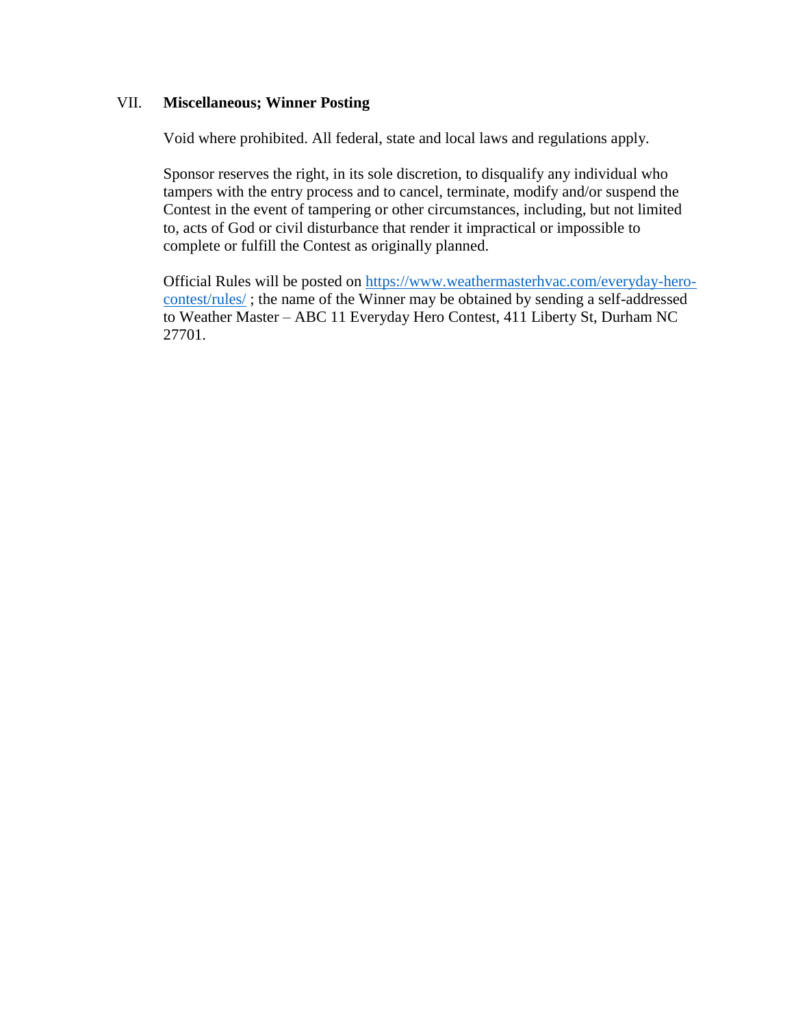## VII. **Miscellaneous; Winner Posting**

Void where prohibited. All federal, state and local laws and regulations apply.

Sponsor reserves the right, in its sole discretion, to disqualify any individual who tampers with the entry process and to cancel, terminate, modify and/or suspend the Contest in the event of tampering or other circumstances, including, but not limited to, acts of God or civil disturbance that render it impractical or impossible to complete or fulfill the Contest as originally planned.

Official Rules will be posted on [https://www.weathermasterhvac.com/everyday-hero-contest/rules/](https://www.weathermasterhvac.com/everyday-hero-contest/rules/) ; the name of the Winner may be obtained by sending a self-addressed to Weather Master – ABC 11 Everyday Hero Contest, 411 Liberty St, Durham NC 27701.